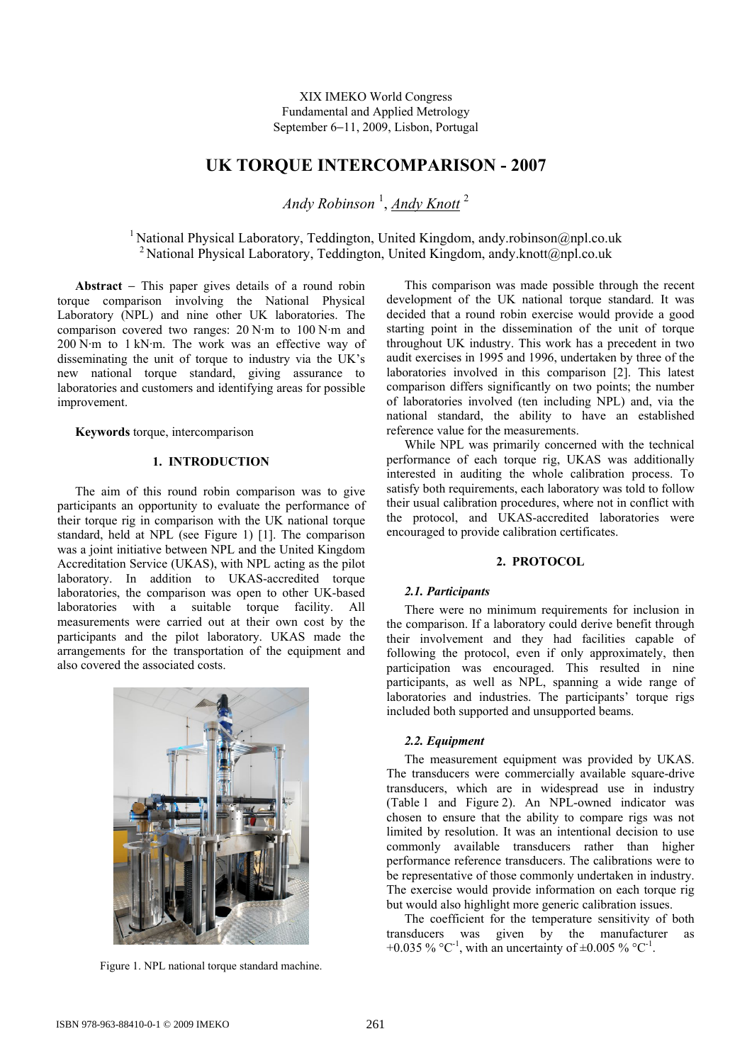XIX IMEKO World Congress
Fundamental and Applied Metrology
September 6–11, 2009, Lisbon, Portugal

# UK TORQUE INTERCOMPARISON - 2007

*Andy Robinson* [1], *Andy Knott* [2]

[1] National Physical Laboratory, Teddington, United Kingdom, andy.robinson@npl.co.uk
[2] National Physical Laboratory, Teddington, United Kingdom, andy.knott@npl.co.uk

**Abstract** – This paper gives details of a round robin torque comparison involving the National Physical Laboratory (NPL) and nine other UK laboratories. The comparison covered two ranges: 20 N·m to 100 N·m and 200 N·m to 1 kN·m. The work was an effective way of disseminating the unit of torque to industry via the UK's new national torque standard, giving assurance to laboratories and customers and identifying areas for possible improvement.

**Keywords** torque, intercomparison

## 1. INTRODUCTION

The aim of this round robin comparison was to give participants an opportunity to evaluate the performance of their torque rig in comparison with the UK national torque standard, held at NPL (see Figure 1) [1]. The comparison was a joint initiative between NPL and the United Kingdom Accreditation Service (UKAS), with NPL acting as the pilot laboratory. In addition to UKAS-accredited torque laboratories, the comparison was open to other UK-based laboratories with a suitable torque facility. All measurements were carried out at their own cost by the participants and the pilot laboratory. UKAS made the arrangements for the transportation of the equipment and also covered the associated costs.

Figure 1. NPL national torque standard machine.

This comparison was made possible through the recent development of the UK national torque standard. It was decided that a round robin exercise would provide a good starting point in the dissemination of the unit of torque throughout UK industry. This work has a precedent in two audit exercises in 1995 and 1996, undertaken by three of the laboratories involved in this comparison [2]. This latest comparison differs significantly on two points; the number of laboratories involved (ten including NPL) and, via the national standard, the ability to have an established reference value for the measurements.

While NPL was primarily concerned with the technical performance of each torque rig, UKAS was additionally interested in auditing the whole calibration process. To satisfy both requirements, each laboratory was told to follow their usual calibration procedures, where not in conflict with the protocol, and UKAS-accredited laboratories were encouraged to provide calibration certificates.

## 2. PROTOCOL

### *2.1. Participants*

There were no minimum requirements for inclusion in the comparison. If a laboratory could derive benefit through their involvement and they had facilities capable of following the protocol, even if only approximately, then participation was encouraged. This resulted in nine participants, as well as NPL, spanning a wide range of laboratories and industries. The participants' torque rigs included both supported and unsupported beams.

### *2.2. Equipment*

The measurement equipment was provided by UKAS. The transducers were commercially available square-drive transducers, which are in widespread use in industry (Table 1 and Figure 2). An NPL-owned indicator was chosen to ensure that the ability to compare rigs was not limited by resolution. It was an intentional decision to use commonly available transducers rather than higher performance reference transducers. The calibrations were to be representative of those commonly undertaken in industry. The exercise would provide information on each torque rig but would also highlight more generic calibration issues.

The coefficient for the temperature sensitivity of both transducers was given by the manufacturer as +0.035 % °C$^{-1}$, with an uncertainty of ±0.005 % °C$^{-1}$.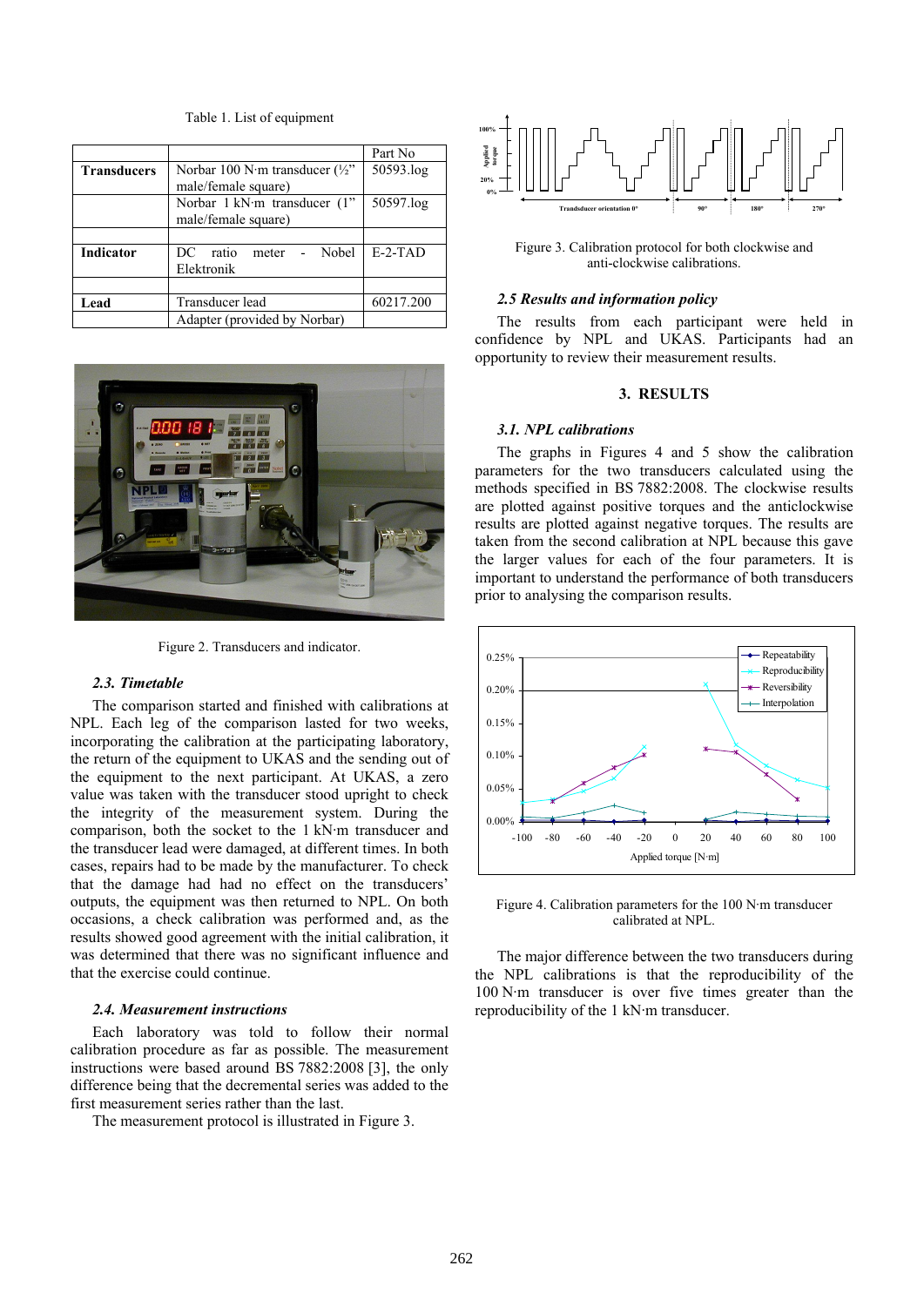Table 1. List of equipment

| | | Part No |
|---|---|---|
| **Transducers** | Norbar 100 N·m transducer (½" male/female square) | 50593.log |
| | Norbar 1 kN·m transducer (1" male/female square) | 50597.log |
| | | |
| **Indicator** | DC ratio meter - Nobel Elektronik | E-2-TAD |
| | | |
| **Lead** | Transducer lead | 60217.200 |
| | Adapter (provided by Norbar) | |

Figure 2. Transducers and indicator.

### 2.3. Timetable

The comparison started and finished with calibrations at NPL. Each leg of the comparison lasted for two weeks, incorporating the calibration at the participating laboratory, the return of the equipment to UKAS and the sending out of the equipment to the next participant. At UKAS, a zero value was taken with the transducer stood upright to check the integrity of the measurement system. During the comparison, both the socket to the 1 kN·m transducer and the transducer lead were damaged, at different times. In both cases, repairs had to be made by the manufacturer. To check that the damage had had no effect on the transducers' outputs, the equipment was then returned to NPL. On both occasions, a check calibration was performed and, as the results showed good agreement with the initial calibration, it was determined that there was no significant influence and that the exercise could continue.

### 2.4. Measurement instructions

Each laboratory was told to follow their normal calibration procedure as far as possible. The measurement instructions were based around BS 7882:2008 [3], the only difference being that the decremental series was added to the first measurement series rather than the last.

The measurement protocol is illustrated in Figure 3.

Figure 3. Calibration protocol for both clockwise and anti-clockwise calibrations.

### 2.5 Results and information policy

The results from each participant were held in confidence by NPL and UKAS. Participants had an opportunity to review their measurement results.

## 3. RESULTS

### 3.1. NPL calibrations

The graphs in Figures 4 and 5 show the calibration parameters for the two transducers calculated using the methods specified in BS 7882:2008. The clockwise results are plotted against positive torques and the anticlockwise results are plotted against negative torques. The results are taken from the second calibration at NPL because this gave the larger values for each of the four parameters. It is important to understand the performance of both transducers prior to analysing the comparison results.

Figure 4. Calibration parameters for the 100 N·m transducer calibrated at NPL.

The major difference between the two transducers during the NPL calibrations is that the reproducibility of the 100 N·m transducer is over five times greater than the reproducibility of the 1 kN·m transducer.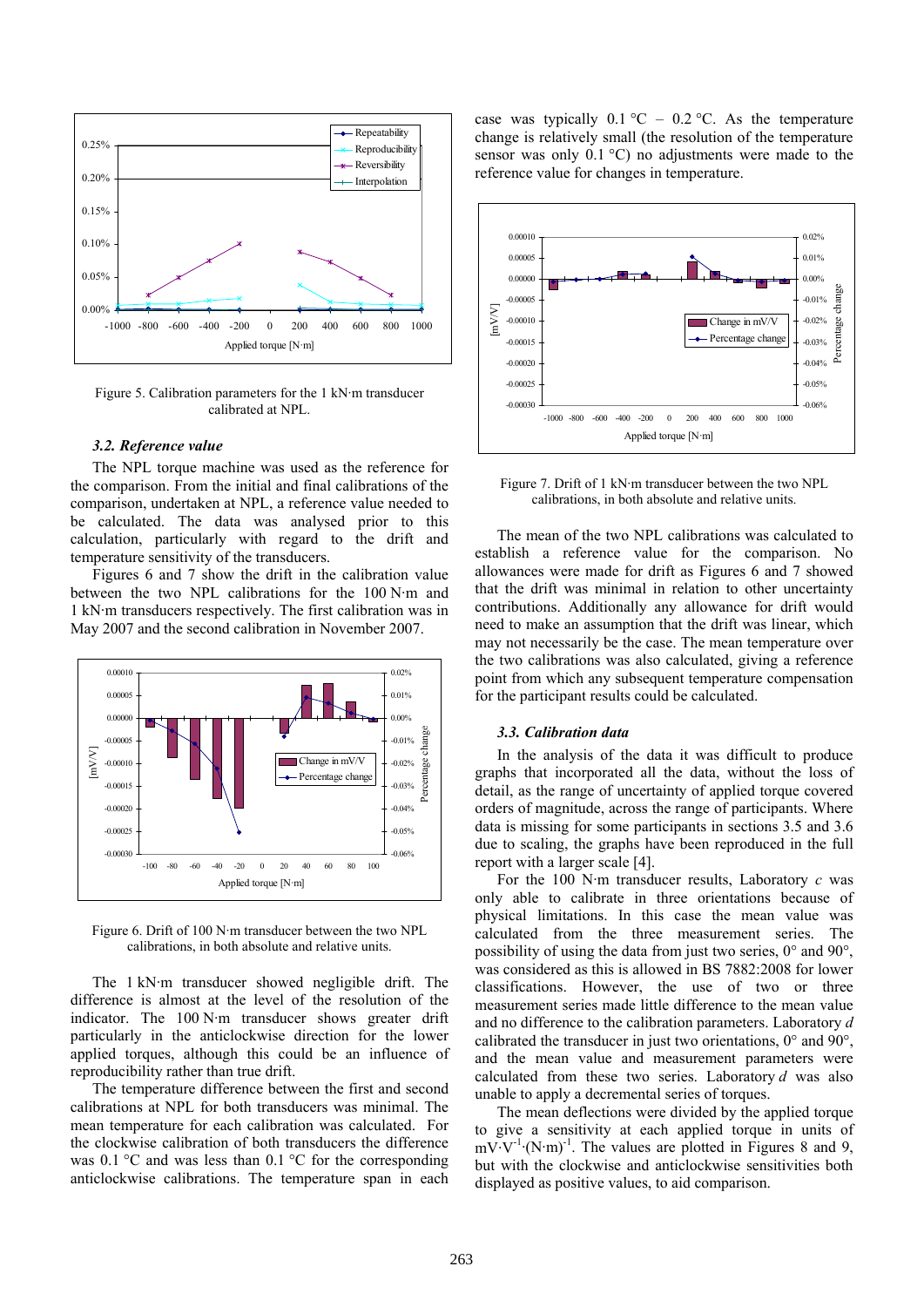Figure 5. Calibration parameters for the 1 kN·m transducer calibrated at NPL.

### 3.2. Reference value

The NPL torque machine was used as the reference for the comparison. From the initial and final calibrations of the comparison, undertaken at NPL, a reference value needed to be calculated. The data was analysed prior to this calculation, particularly with regard to the drift and temperature sensitivity of the transducers.

Figures 6 and 7 show the drift in the calibration value between the two NPL calibrations for the 100 N·m and 1 kN·m transducers respectively. The first calibration was in May 2007 and the second calibration in November 2007.

Figure 6. Drift of 100 N·m transducer between the two NPL calibrations, in both absolute and relative units.

The 1 kN·m transducer showed negligible drift. The difference is almost at the level of the resolution of the indicator. The 100 N·m transducer shows greater drift particularly in the anticlockwise direction for the lower applied torques, although this could be an influence of reproducibility rather than true drift.

The temperature difference between the first and second calibrations at NPL for both transducers was minimal. The mean temperature for each calibration was calculated. For the clockwise calibration of both transducers the difference was 0.1 °C and was less than 0.1 °C for the corresponding anticlockwise calibrations. The temperature span in each case was typically 0.1 °C – 0.2 °C. As the temperature change is relatively small (the resolution of the temperature sensor was only 0.1 °C) no adjustments were made to the reference value for changes in temperature.

Figure 7. Drift of 1 kN·m transducer between the two NPL calibrations, in both absolute and relative units.

The mean of the two NPL calibrations was calculated to establish a reference value for the comparison. No allowances were made for drift as Figures 6 and 7 showed that the drift was minimal in relation to other uncertainty contributions. Additionally any allowance for drift would need to make an assumption that the drift was linear, which may not necessarily be the case. The mean temperature over the two calibrations was also calculated, giving a reference point from which any subsequent temperature compensation for the participant results could be calculated.

### 3.3. Calibration data

In the analysis of the data it was difficult to produce graphs that incorporated all the data, without the loss of detail, as the range of uncertainty of applied torque covered orders of magnitude, across the range of participants. Where data is missing for some participants in sections 3.5 and 3.6 due to scaling, the graphs have been reproduced in the full report with a larger scale [4].

For the 100 N·m transducer results, Laboratory *c* was only able to calibrate in three orientations because of physical limitations. In this case the mean value was calculated from the three measurement series. The possibility of using the data from just two series, 0° and 90°, was considered as this is allowed in BS 7882:2008 for lower classifications. However, the use of two or three measurement series made little difference to the mean value and no difference to the calibration parameters. Laboratory *d* calibrated the transducer in just two orientations, 0° and 90°, and the mean value and measurement parameters were calculated from these two series. Laboratory *d* was also unable to apply a decremental series of torques.

The mean deflections were divided by the applied torque to give a sensitivity at each applied torque in units of $mV \cdot V^{-1} \cdot (N \cdot m)^{-1}$. The values are plotted in Figures 8 and 9, but with the clockwise and anticlockwise sensitivities both displayed as positive values, to aid comparison.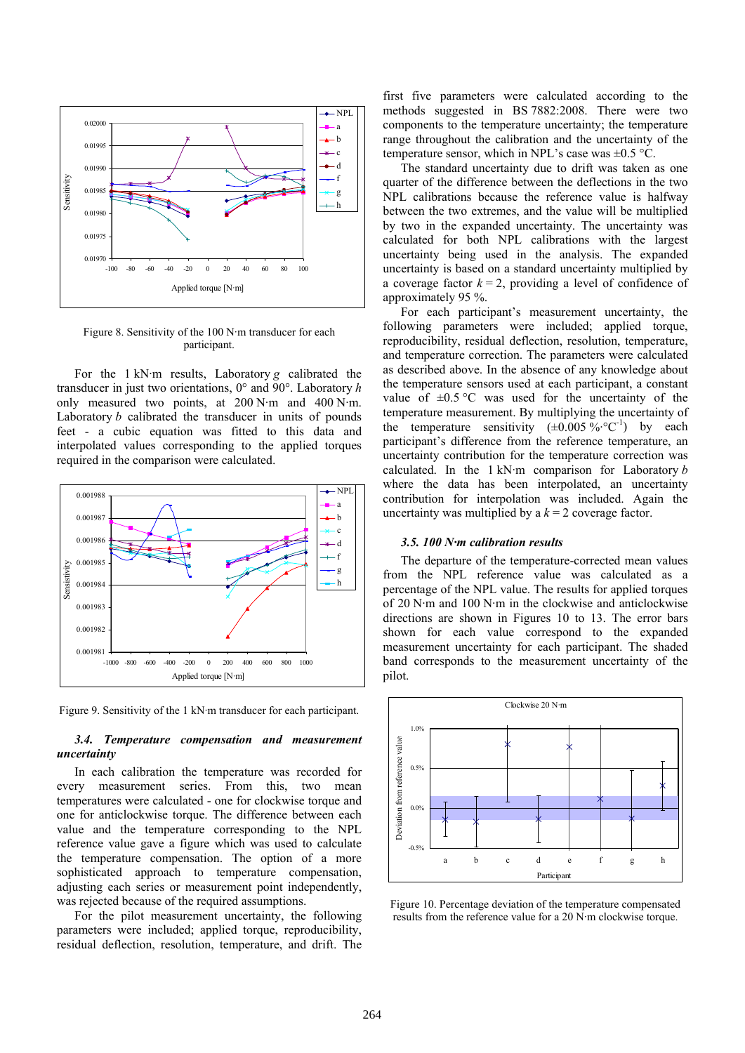Figure 8. Sensitivity of the 100 N·m transducer for each participant.

For the 1 kN·m results, Laboratory *g* calibrated the transducer in just two orientations, 0° and 90°. Laboratory *h* only measured two points, at 200 N·m and 400 N·m. Laboratory *b* calibrated the transducer in units of pounds feet - a cubic equation was fitted to this data and interpolated values corresponding to the applied torques required in the comparison were calculated.

Figure 9. Sensitivity of the 1 kN·m transducer for each participant.

### 3.4. Temperature compensation and measurement uncertainty

In each calibration the temperature was recorded for every measurement series. From this, two mean temperatures were calculated - one for clockwise torque and one for anticlockwise torque. The difference between each value and the temperature corresponding to the NPL reference value gave a figure which was used to calculate the temperature compensation. The option of a more sophisticated approach to temperature compensation, adjusting each series or measurement point independently, was rejected because of the required assumptions.

For the pilot measurement uncertainty, the following parameters were included; applied torque, reproducibility, residual deflection, resolution, temperature, and drift. The first five parameters were calculated according to the methods suggested in BS 7882:2008. There were two components to the temperature uncertainty; the temperature range throughout the calibration and the uncertainty of the temperature sensor, which in NPL's case was ±0.5 °C.

The standard uncertainty due to drift was taken as one quarter of the difference between the deflections in the two NPL calibrations because the reference value is halfway between the two extremes, and the value will be multiplied by two in the expanded uncertainty. The uncertainty was calculated for both NPL calibrations with the largest uncertainty being used in the analysis. The expanded uncertainty is based on a standard uncertainty multiplied by a coverage factor $k = 2$, providing a level of confidence of approximately 95 %.

For each participant's measurement uncertainty, the following parameters were included; applied torque, reproducibility, residual deflection, resolution, temperature, and temperature correction. The parameters were calculated as described above. In the absence of any knowledge about the temperature sensors used at each participant, a constant value of ±0.5 °C was used for the uncertainty of the temperature measurement. By multiplying the uncertainty of the temperature sensitivity (±0.005 %·°C$^{-1}$) by each participant's difference from the reference temperature, an uncertainty contribution for the temperature correction was calculated. In the 1 kN·m comparison for Laboratory *b* where the data has been interpolated, an uncertainty contribution for interpolation was included. Again the uncertainty was multiplied by a $k = 2$ coverage factor.

### 3.5. 100 N·m calibration results

The departure of the temperature-corrected mean values from the NPL reference value was calculated as a percentage of the NPL value. The results for applied torques of 20 N·m and 100 N·m in the clockwise and anticlockwise directions are shown in Figures 10 to 13. The error bars shown for each value correspond to the expanded measurement uncertainty for each participant. The shaded band corresponds to the measurement uncertainty of the pilot.

Figure 10. Percentage deviation of the temperature compensated results from the reference value for a 20 N·m clockwise torque.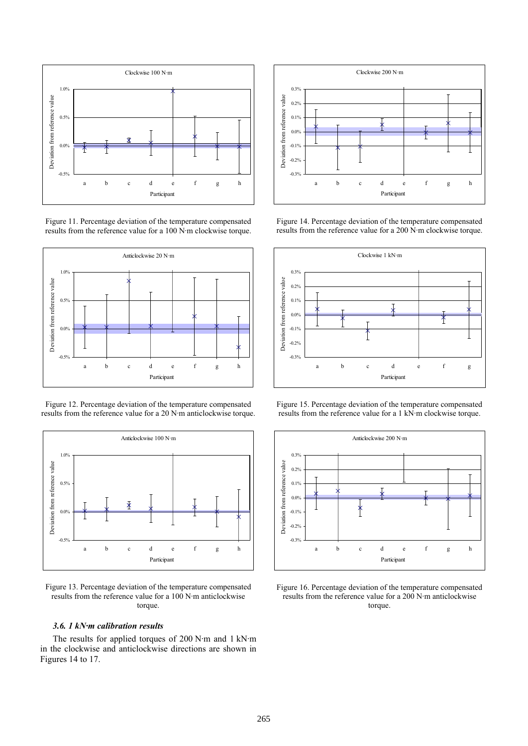Figure 11. Percentage deviation of the temperature compensated results from the reference value for a 100 N·m clockwise torque.

Figure 12. Percentage deviation of the temperature compensated results from the reference value for a 20 N·m anticlockwise torque.

Figure 13. Percentage deviation of the temperature compensated results from the reference value for a 100 N·m anticlockwise torque.

### *3.6. 1 kN·m calibration results*

The results for applied torques of 200 N·m and 1 kN·m in the clockwise and anticlockwise directions are shown in Figures 14 to 17.

Figure 14. Percentage deviation of the temperature compensated results from the reference value for a 200 N·m clockwise torque.

Figure 15. Percentage deviation of the temperature compensated results from the reference value for a 1 kN·m clockwise torque.

Figure 16. Percentage deviation of the temperature compensated results from the reference value for a 200 N·m anticlockwise torque.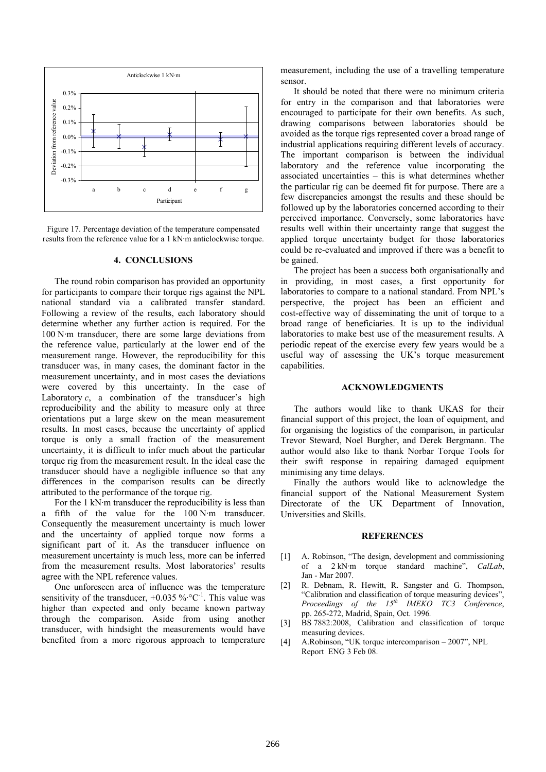Anticlockwise 1 kN·m

0.3%
0.2%
0.1%
0.0%
-0.1%
-0.2%
-0.3%

Deviation from reference value

a b c d e f g

Participant

Figure 17. Percentage deviation of the temperature compensated results from the reference value for a 1 kN·m anticlockwise torque.

## 4. CONCLUSIONS

The round robin comparison has provided an opportunity for participants to compare their torque rigs against the NPL national standard via a calibrated transfer standard. Following a review of the results, each laboratory should determine whether any further action is required. For the 100 N·m transducer, there are some large deviations from the reference value, particularly at the lower end of the measurement range. However, the reproducibility for this transducer was, in many cases, the dominant factor in the measurement uncertainty, and in most cases the deviations were covered by this uncertainty. In the case of Laboratory *c*, a combination of the transducer's high reproducibility and the ability to measure only at three orientations put a large skew on the mean measurement results. In most cases, because the uncertainty of applied torque is only a small fraction of the measurement uncertainty, it is difficult to infer much about the particular torque rig from the measurement result. In the ideal case the transducer should have a negligible influence so that any differences in the comparison results can be directly attributed to the performance of the torque rig.

For the 1 kN·m transducer the reproducibility is less than a fifth of the value for the 100 N·m transducer. Consequently the measurement uncertainty is much lower and the uncertainty of applied torque now forms a significant part of it. As the transducer influence on measurement uncertainty is much less, more can be inferred from the measurement results. Most laboratories' results agree with the NPL reference values.

One unforeseen area of influence was the temperature sensitivity of the transducer, $+0.035\ \%\cdot°C^{-1}$. This value was higher than expected and only became known partway through the comparison. Aside from using another transducer, with hindsight the measurements would have benefited from a more rigorous approach to temperature measurement, including the use of a travelling temperature sensor.

It should be noted that there were no minimum criteria for entry in the comparison and that laboratories were encouraged to participate for their own benefits. As such, drawing comparisons between laboratories should be avoided as the torque rigs represented cover a broad range of industrial applications requiring different levels of accuracy. The important comparison is between the individual laboratory and the reference value incorporating the associated uncertainties – this is what determines whether the particular rig can be deemed fit for purpose. There are a few discrepancies amongst the results and these should be followed up by the laboratories concerned according to their perceived importance. Conversely, some laboratories have results well within their uncertainty range that suggest the applied torque uncertainty budget for those laboratories could be re-evaluated and improved if there was a benefit to be gained.

The project has been a success both organisationally and in providing, in most cases, a first opportunity for laboratories to compare to a national standard. From NPL's perspective, the project has been an efficient and cost-effective way of disseminating the unit of torque to a broad range of beneficiaries. It is up to the individual laboratories to make best use of the measurement results. A periodic repeat of the exercise every few years would be a useful way of assessing the UK's torque measurement capabilities.

## ACKNOWLEDGMENTS

The authors would like to thank UKAS for their financial support of this project, the loan of equipment, and for organising the logistics of the comparison, in particular Trevor Steward, Noel Burgher, and Derek Bergmann. The author would also like to thank Norbar Torque Tools for their swift response in repairing damaged equipment minimising any time delays.

Finally the authors would like to acknowledge the financial support of the National Measurement System Directorate of the UK Department of Innovation, Universities and Skills.

## REFERENCES

[1] A. Robinson, "The design, development and commissioning of a 2 kN·m torque standard machine", *CalLab*, Jan - Mar 2007.

[2] R. Debnam, R. Hewitt, R. Sangster and G. Thompson, "Calibration and classification of torque measuring devices", *Proceedings of the 15th IMEKO TC3 Conference*, pp. 265-272, Madrid, Spain, Oct. 1996.

[3] BS 7882:2008, Calibration and classification of torque measuring devices.

[4] A.Robinson, "UK torque intercomparison – 2007", NPL Report ENG 3 Feb 08.